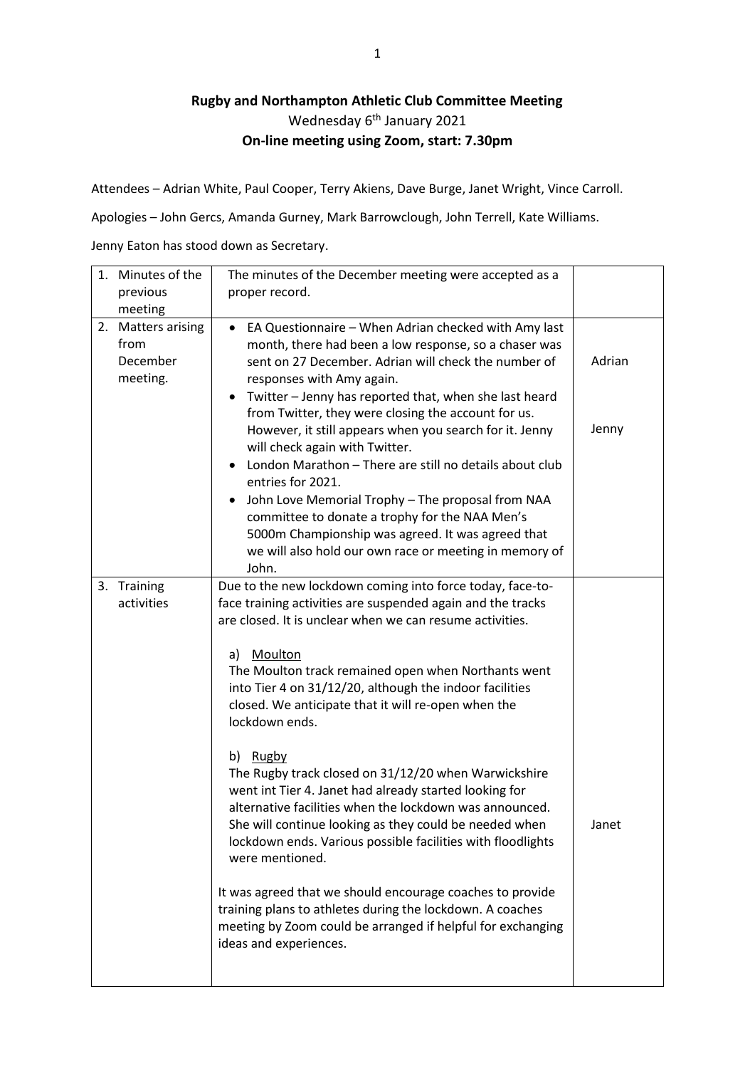**Rugby and Northampton Athletic Club Committee Meeting**

Wednesday 6th January 2021

**On-line meeting using Zoom, start: 7.30pm**

Attendees – Adrian White, Paul Cooper, Terry Akiens, Dave Burge, Janet Wright, Vince Carroll.

Apologies – John Gercs, Amanda Gurney, Mark Barrowclough, John Terrell, Kate Williams.

Jenny Eaton has stood down as Secretary.

| | | |
|---|---|---|
| 1. Minutes of the previous meeting | The minutes of the December meeting were accepted as a proper record. | |
| 2. Matters arising from December meeting. | • EA Questionnaire – When Adrian checked with Amy last month, there had been a low response, so a chaser was sent on 27 December. Adrian will check the number of responses with Amy again.<br>• Twitter – Jenny has reported that, when she last heard from Twitter, they were closing the account for us. However, it still appears when you search for it. Jenny will check again with Twitter.<br>• London Marathon – There are still no details about club entries for 2021.<br>• John Love Memorial Trophy – The proposal from NAA committee to donate a trophy for the NAA Men's 5000m Championship was agreed. It was agreed that we will also hold our own race or meeting in memory of John. | Adrian<br><br>Jenny |
| 3. Training activities | Due to the new lockdown coming into force today, face-to-face training activities are suspended again and the tracks are closed. It is unclear when we can resume activities.<br><br>a) <u>Moulton</u><br>The Moulton track remained open when Northants went into Tier 4 on 31/12/20, although the indoor facilities closed. We anticipate that it will re-open when the lockdown ends.<br><br>b) <u>Rugby</u><br>The Rugby track closed on 31/12/20 when Warwickshire went int Tier 4. Janet had already started looking for alternative facilities when the lockdown was announced. She will continue looking as they could be needed when lockdown ends. Various possible facilities with floodlights were mentioned.<br><br>It was agreed that we should encourage coaches to provide training plans to athletes during the lockdown. A coaches meeting by Zoom could be arranged if helpful for exchanging ideas and experiences. | Janet |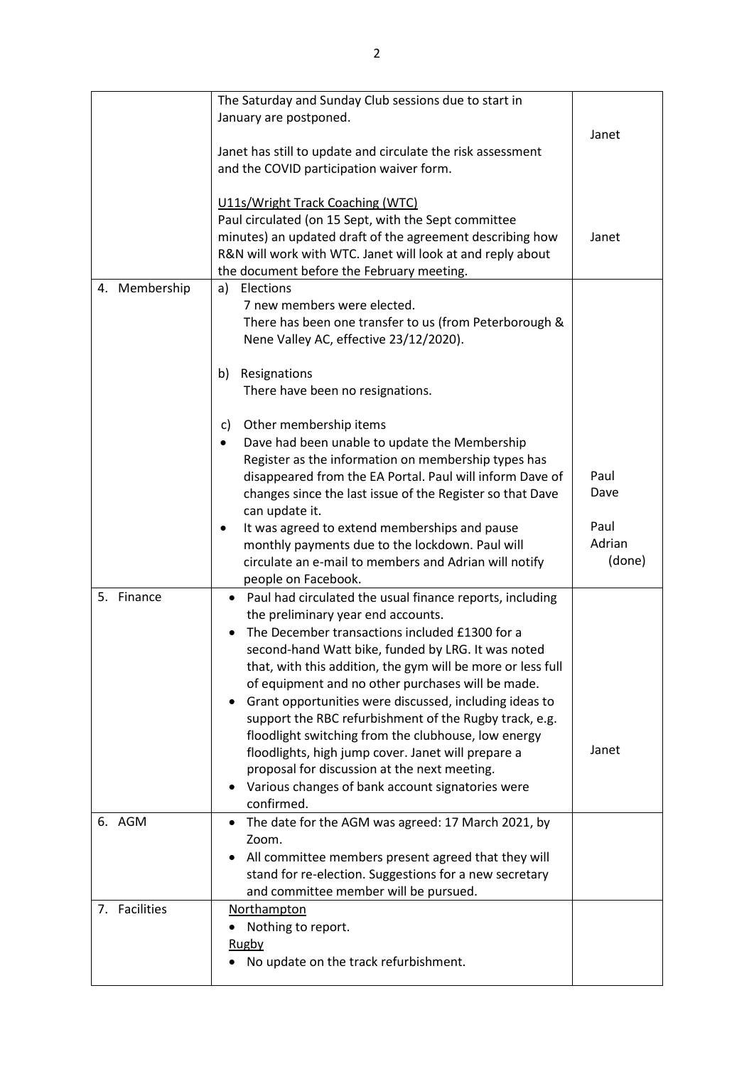| | | |
|---|---|---|
| | The Saturday and Sunday Club sessions due to start in January are postponed.<br><br>Janet has still to update and circulate the risk assessment and the COVID participation waiver form.<br><br><u>U11s/Wright Track Coaching (WTC)</u><br>Paul circulated (on 15 Sept, with the Sept committee minutes) an updated draft of the agreement describing how R&N will work with WTC. Janet will look at and reply about the document before the February meeting. | Janet<br><br><br><br>Janet |
| 4. Membership | a) Elections<br>7 new members were elected.<br>There has been one transfer to us (from Peterborough & Nene Valley AC, effective 23/12/2020).<br><br>b) Resignations<br>There have been no resignations.<br><br>c) Other membership items<br>• Dave had been unable to update the Membership Register as the information on membership types has disappeared from the EA Portal. Paul will inform Dave of changes since the last issue of the Register so that Dave can update it.<br>• It was agreed to extend memberships and pause monthly payments due to the lockdown. Paul will circulate an e-mail to members and Adrian will notify people on Facebook. | <br><br><br><br><br><br><br><br><br>Paul<br>Dave<br><br>Paul<br>Adrian<br>(done) |
| 5. Finance | • Paul had circulated the usual finance reports, including the preliminary year end accounts.<br>• The December transactions included £1300 for a second-hand Watt bike, funded by LRG. It was noted that, with this addition, the gym will be more or less full of equipment and no other purchases will be made.<br>• Grant opportunities were discussed, including ideas to support the RBC refurbishment of the Rugby track, e.g. floodlight switching from the clubhouse, low energy floodlights, high jump cover. Janet will prepare a proposal for discussion at the next meeting.<br>• Various changes of bank account signatories were confirmed. | <br><br><br><br><br><br><br><br><br><br>Janet |
| 6. AGM | • The date for the AGM was agreed: 17 March 2021, by Zoom.<br>• All committee members present agreed that they will stand for re-election. Suggestions for a new secretary and committee member will be pursued. | |
| 7. Facilities | <u>Northampton</u><br>• Nothing to report.<br><u>Rugby</u><br>• No update on the track refurbishment. | |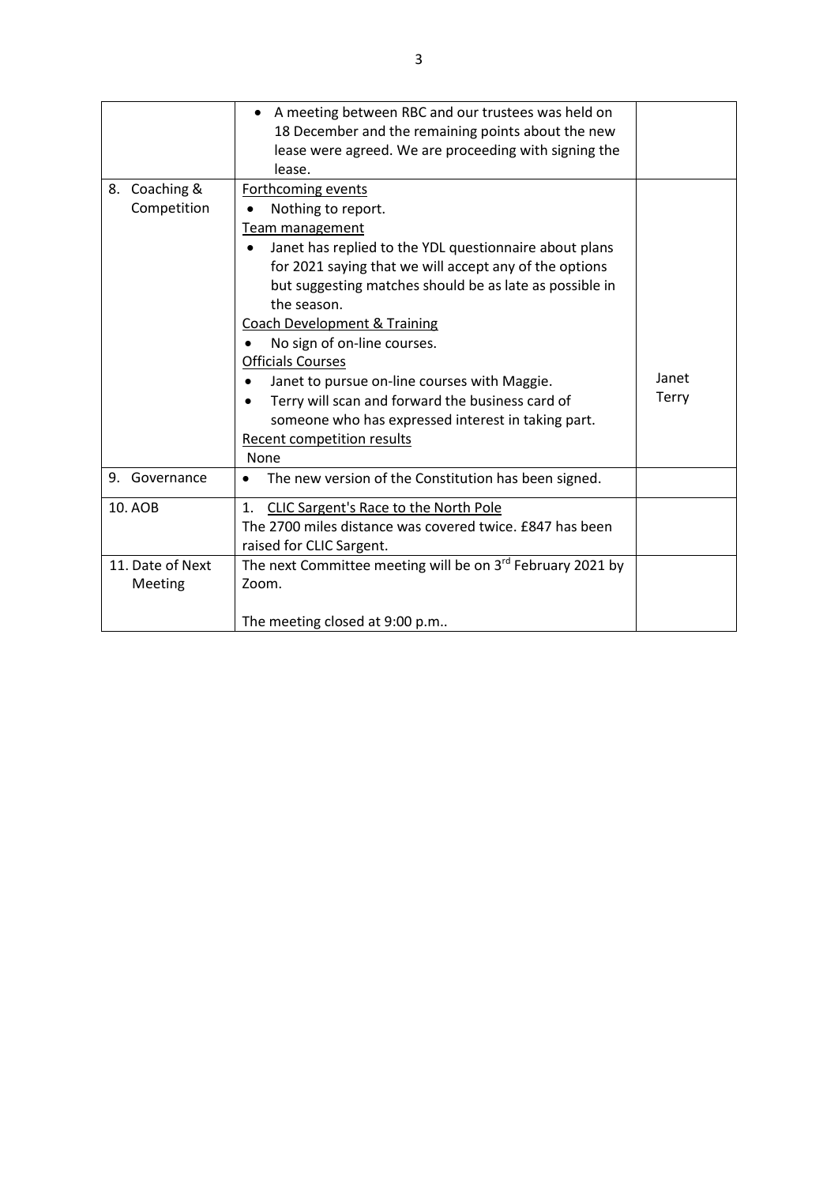| | | |
|---|---|---|
| | • A meeting between RBC and our trustees was held on 18 December and the remaining points about the new lease were agreed. We are proceeding with signing the lease. | |
| 8. Coaching & Competition | <u>Forthcoming events</u><br>• Nothing to report.<br><u>Team management</u><br>• Janet has replied to the YDL questionnaire about plans for 2021 saying that we will accept any of the options but suggesting matches should be as late as possible in the season.<br><u>Coach Development & Training</u><br>• No sign of on-line courses.<br><u>Officials Courses</u><br>• Janet to pursue on-line courses with Maggie.<br>• Terry will scan and forward the business card of someone who has expressed interest in taking part.<br><u>Recent competition results</u><br>None | Janet<br>Terry |
| 9. Governance | • The new version of the Constitution has been signed. | |
| 10. AOB | 1. <u>CLIC Sargent's Race to the North Pole</u><br>The 2700 miles distance was covered twice. £847 has been raised for CLIC Sargent. | |
| 11. Date of Next Meeting | The next Committee meeting will be on 3rd February 2021 by Zoom.<br><br>The meeting closed at 9:00 p.m.. | |